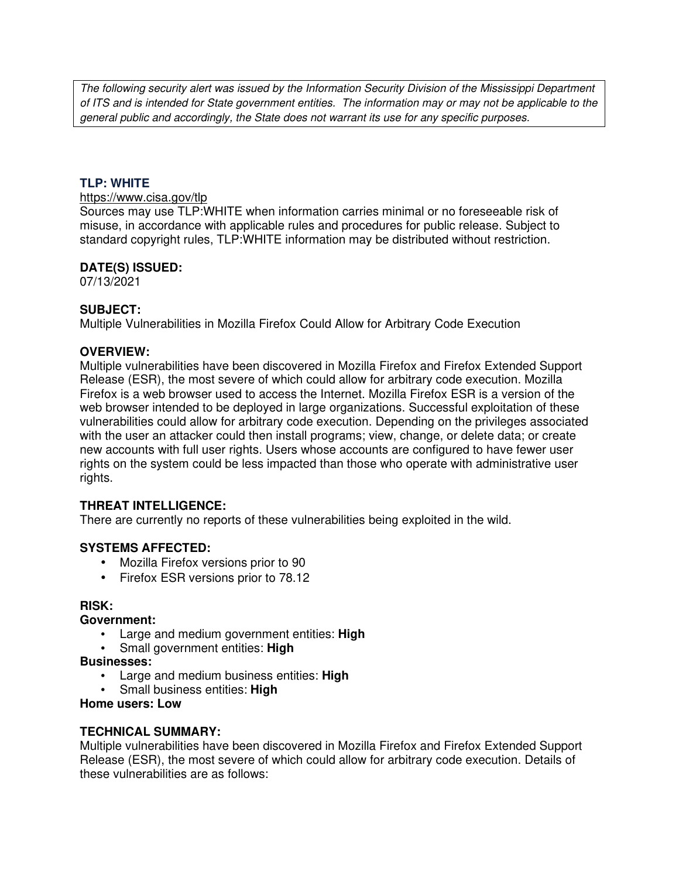*The following security alert was issued by the Information Security Division of the Mississippi Department of ITS and is intended for State government entities. The information may or may not be applicable to the general public and accordingly, the State does not warrant its use for any specific purposes.*

**TLP: WHITE**

https://www.cisa.gov/tlp

Sources may use TLP:WHITE when information carries minimal or no foreseeable risk of misuse, in accordance with applicable rules and procedures for public release. Subject to standard copyright rules, TLP:WHITE information may be distributed without restriction.

**DATE(S) ISSUED:**

07/13/2021

**SUBJECT:**

Multiple Vulnerabilities in Mozilla Firefox Could Allow for Arbitrary Code Execution

**OVERVIEW:**

Multiple vulnerabilities have been discovered in Mozilla Firefox and Firefox Extended Support Release (ESR), the most severe of which could allow for arbitrary code execution. Mozilla Firefox is a web browser used to access the Internet. Mozilla Firefox ESR is a version of the web browser intended to be deployed in large organizations. Successful exploitation of these vulnerabilities could allow for arbitrary code execution. Depending on the privileges associated with the user an attacker could then install programs; view, change, or delete data; or create new accounts with full user rights. Users whose accounts are configured to have fewer user rights on the system could be less impacted than those who operate with administrative user rights.

**THREAT INTELLIGENCE:**

There are currently no reports of these vulnerabilities being exploited in the wild.

**SYSTEMS AFFECTED:**

- Mozilla Firefox versions prior to 90
- Firefox ESR versions prior to 78.12

**RISK:**

**Government:**

- Large and medium government entities: **High**
- Small government entities: **High**

**Businesses:**

- Large and medium business entities: **High**
- Small business entities: **High**

**Home users: Low**

**TECHNICAL SUMMARY:**

Multiple vulnerabilities have been discovered in Mozilla Firefox and Firefox Extended Support Release (ESR), the most severe of which could allow for arbitrary code execution. Details of these vulnerabilities are as follows: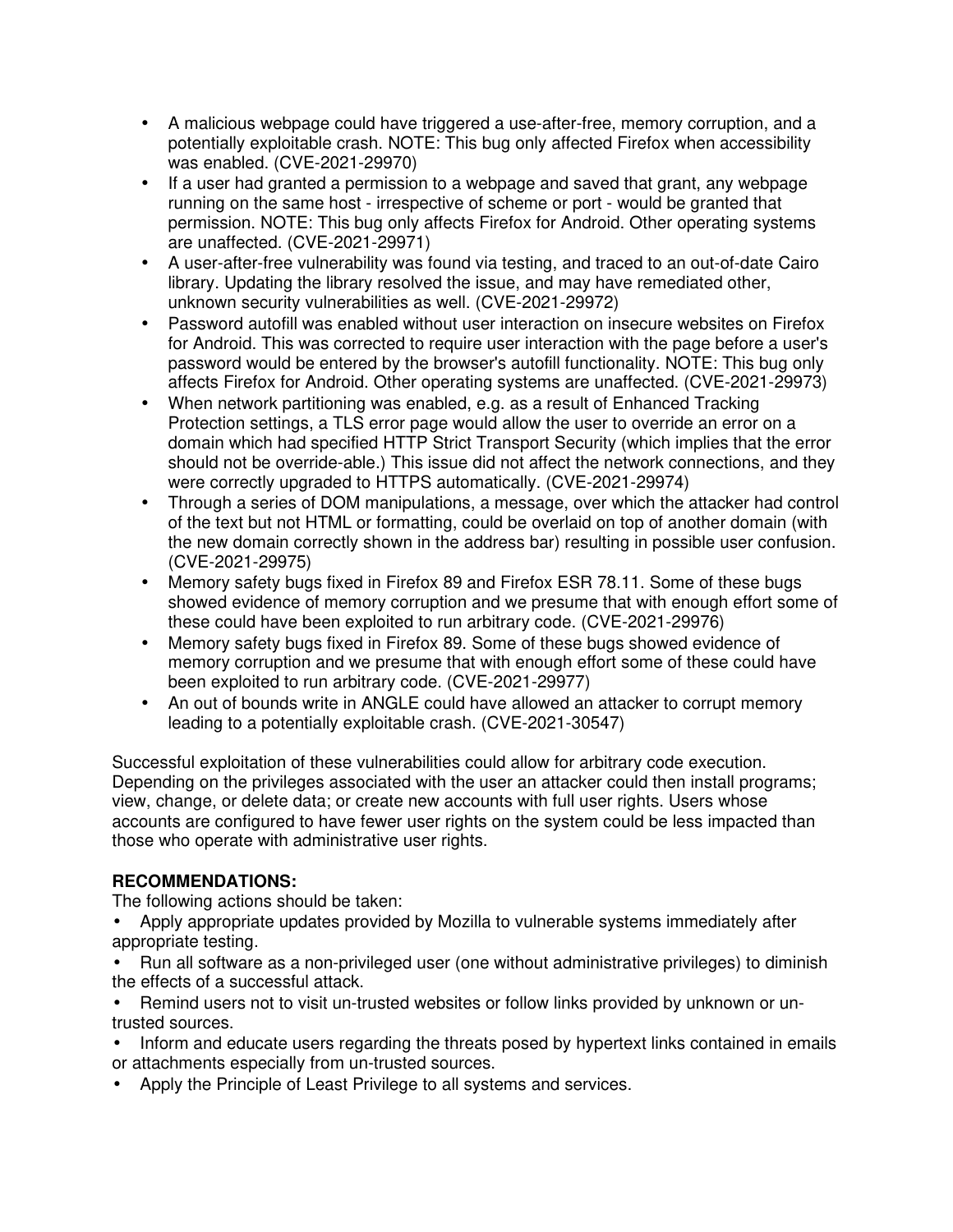- A malicious webpage could have triggered a use-after-free, memory corruption, and a potentially exploitable crash. NOTE: This bug only affected Firefox when accessibility was enabled. (CVE-2021-29970)
- If a user had granted a permission to a webpage and saved that grant, any webpage running on the same host - irrespective of scheme or port - would be granted that permission. NOTE: This bug only affects Firefox for Android. Other operating systems are unaffected. (CVE-2021-29971)
- A user-after-free vulnerability was found via testing, and traced to an out-of-date Cairo library. Updating the library resolved the issue, and may have remediated other, unknown security vulnerabilities as well. (CVE-2021-29972)
- Password autofill was enabled without user interaction on insecure websites on Firefox for Android. This was corrected to require user interaction with the page before a user's password would be entered by the browser's autofill functionality. NOTE: This bug only affects Firefox for Android. Other operating systems are unaffected. (CVE-2021-29973)
- When network partitioning was enabled, e.g. as a result of Enhanced Tracking Protection settings, a TLS error page would allow the user to override an error on a domain which had specified HTTP Strict Transport Security (which implies that the error should not be override-able.) This issue did not affect the network connections, and they were correctly upgraded to HTTPS automatically. (CVE-2021-29974)
- Through a series of DOM manipulations, a message, over which the attacker had control of the text but not HTML or formatting, could be overlaid on top of another domain (with the new domain correctly shown in the address bar) resulting in possible user confusion. (CVE-2021-29975)
- Memory safety bugs fixed in Firefox 89 and Firefox ESR 78.11. Some of these bugs showed evidence of memory corruption and we presume that with enough effort some of these could have been exploited to run arbitrary code. (CVE-2021-29976)
- Memory safety bugs fixed in Firefox 89. Some of these bugs showed evidence of memory corruption and we presume that with enough effort some of these could have been exploited to run arbitrary code. (CVE-2021-29977)
- An out of bounds write in ANGLE could have allowed an attacker to corrupt memory leading to a potentially exploitable crash. (CVE-2021-30547)

Successful exploitation of these vulnerabilities could allow for arbitrary code execution. Depending on the privileges associated with the user an attacker could then install programs; view, change, or delete data; or create new accounts with full user rights. Users whose accounts are configured to have fewer user rights on the system could be less impacted than those who operate with administrative user rights.

**RECOMMENDATIONS:**

The following actions should be taken:

- Apply appropriate updates provided by Mozilla to vulnerable systems immediately after appropriate testing.
- Run all software as a non-privileged user (one without administrative privileges) to diminish the effects of a successful attack.
- Remind users not to visit un-trusted websites or follow links provided by unknown or un-trusted sources.
- Inform and educate users regarding the threats posed by hypertext links contained in emails or attachments especially from un-trusted sources.
- Apply the Principle of Least Privilege to all systems and services.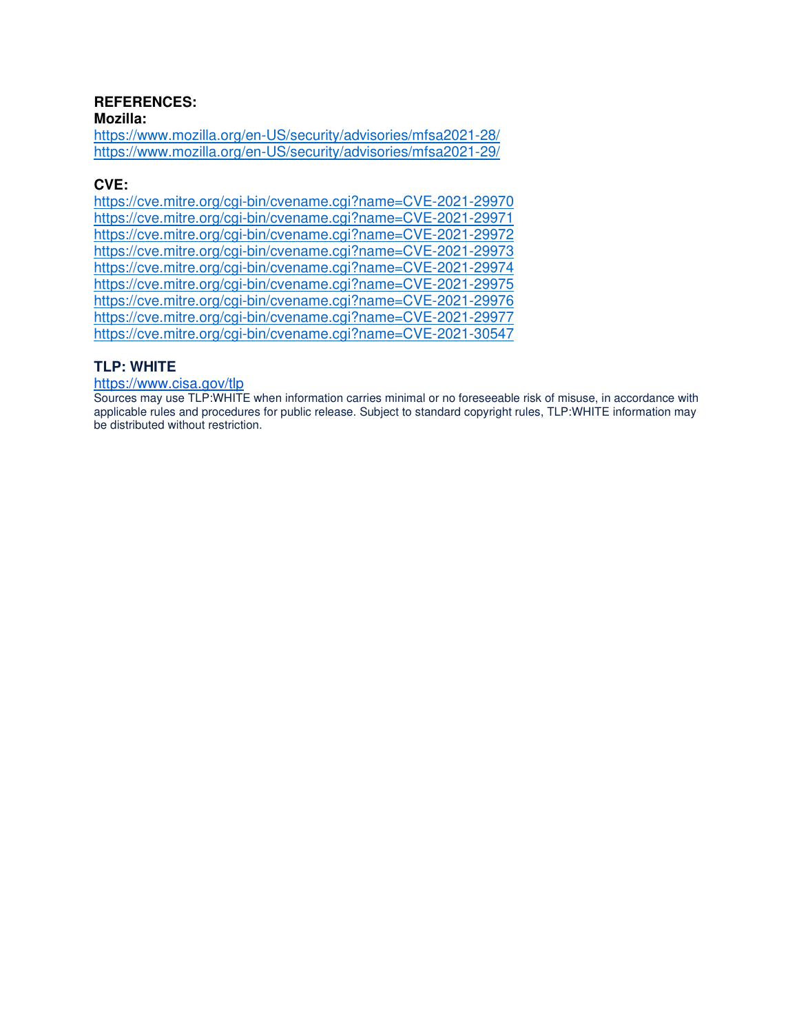## REFERENCES:

**Mozilla:**

https://www.mozilla.org/en-US/security/advisories/mfsa2021-28/
https://www.mozilla.org/en-US/security/advisories/mfsa2021-29/

**CVE:**

https://cve.mitre.org/cgi-bin/cvename.cgi?name=CVE-2021-29970
https://cve.mitre.org/cgi-bin/cvename.cgi?name=CVE-2021-29971
https://cve.mitre.org/cgi-bin/cvename.cgi?name=CVE-2021-29972
https://cve.mitre.org/cgi-bin/cvename.cgi?name=CVE-2021-29973
https://cve.mitre.org/cgi-bin/cvename.cgi?name=CVE-2021-29974
https://cve.mitre.org/cgi-bin/cvename.cgi?name=CVE-2021-29975
https://cve.mitre.org/cgi-bin/cvename.cgi?name=CVE-2021-29976
https://cve.mitre.org/cgi-bin/cvename.cgi?name=CVE-2021-29977
https://cve.mitre.org/cgi-bin/cvename.cgi?name=CVE-2021-30547

## TLP: WHITE

https://www.cisa.gov/tlp

Sources may use TLP:WHITE when information carries minimal or no foreseeable risk of misuse, in accordance with applicable rules and procedures for public release. Subject to standard copyright rules, TLP:WHITE information may be distributed without restriction.